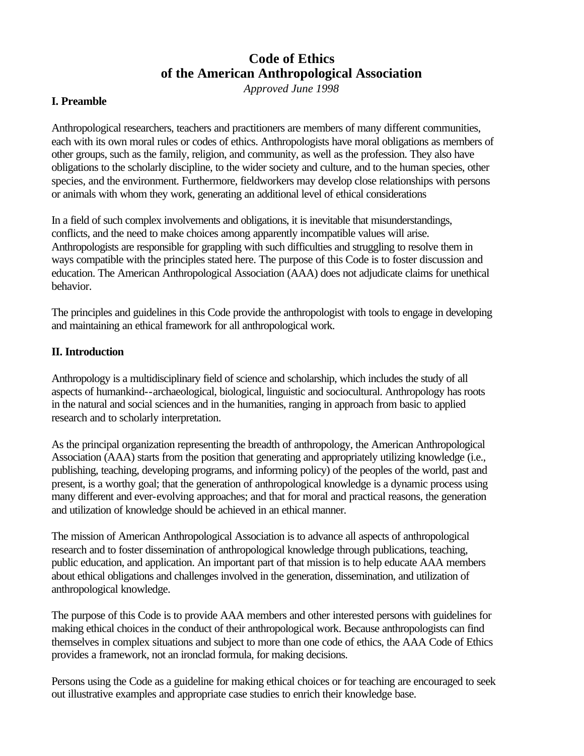# Code of Ethics
# of the American Anthropological Association

*Approved June 1998*

## I. Preamble

Anthropological researchers, teachers and practitioners are members of many different communities, each with its own moral rules or codes of ethics. Anthropologists have moral obligations as members of other groups, such as the family, religion, and community, as well as the profession. They also have obligations to the scholarly discipline, to the wider society and culture, and to the human species, other species, and the environment. Furthermore, fieldworkers may develop close relationships with persons or animals with whom they work, generating an additional level of ethical considerations

In a field of such complex involvements and obligations, it is inevitable that misunderstandings, conflicts, and the need to make choices among apparently incompatible values will arise. Anthropologists are responsible for grappling with such difficulties and struggling to resolve them in ways compatible with the principles stated here. The purpose of this Code is to foster discussion and education. The American Anthropological Association (AAA) does not adjudicate claims for unethical behavior.

The principles and guidelines in this Code provide the anthropologist with tools to engage in developing and maintaining an ethical framework for all anthropological work.

## II. Introduction

Anthropology is a multidisciplinary field of science and scholarship, which includes the study of all aspects of humankind--archaeological, biological, linguistic and sociocultural. Anthropology has roots in the natural and social sciences and in the humanities, ranging in approach from basic to applied research and to scholarly interpretation.

As the principal organization representing the breadth of anthropology, the American Anthropological Association (AAA) starts from the position that generating and appropriately utilizing knowledge (i.e., publishing, teaching, developing programs, and informing policy) of the peoples of the world, past and present, is a worthy goal; that the generation of anthropological knowledge is a dynamic process using many different and ever-evolving approaches; and that for moral and practical reasons, the generation and utilization of knowledge should be achieved in an ethical manner.

The mission of American Anthropological Association is to advance all aspects of anthropological research and to foster dissemination of anthropological knowledge through publications, teaching, public education, and application. An important part of that mission is to help educate AAA members about ethical obligations and challenges involved in the generation, dissemination, and utilization of anthropological knowledge.

The purpose of this Code is to provide AAA members and other interested persons with guidelines for making ethical choices in the conduct of their anthropological work. Because anthropologists can find themselves in complex situations and subject to more than one code of ethics, the AAA Code of Ethics provides a framework, not an ironclad formula, for making decisions.

Persons using the Code as a guideline for making ethical choices or for teaching are encouraged to seek out illustrative examples and appropriate case studies to enrich their knowledge base.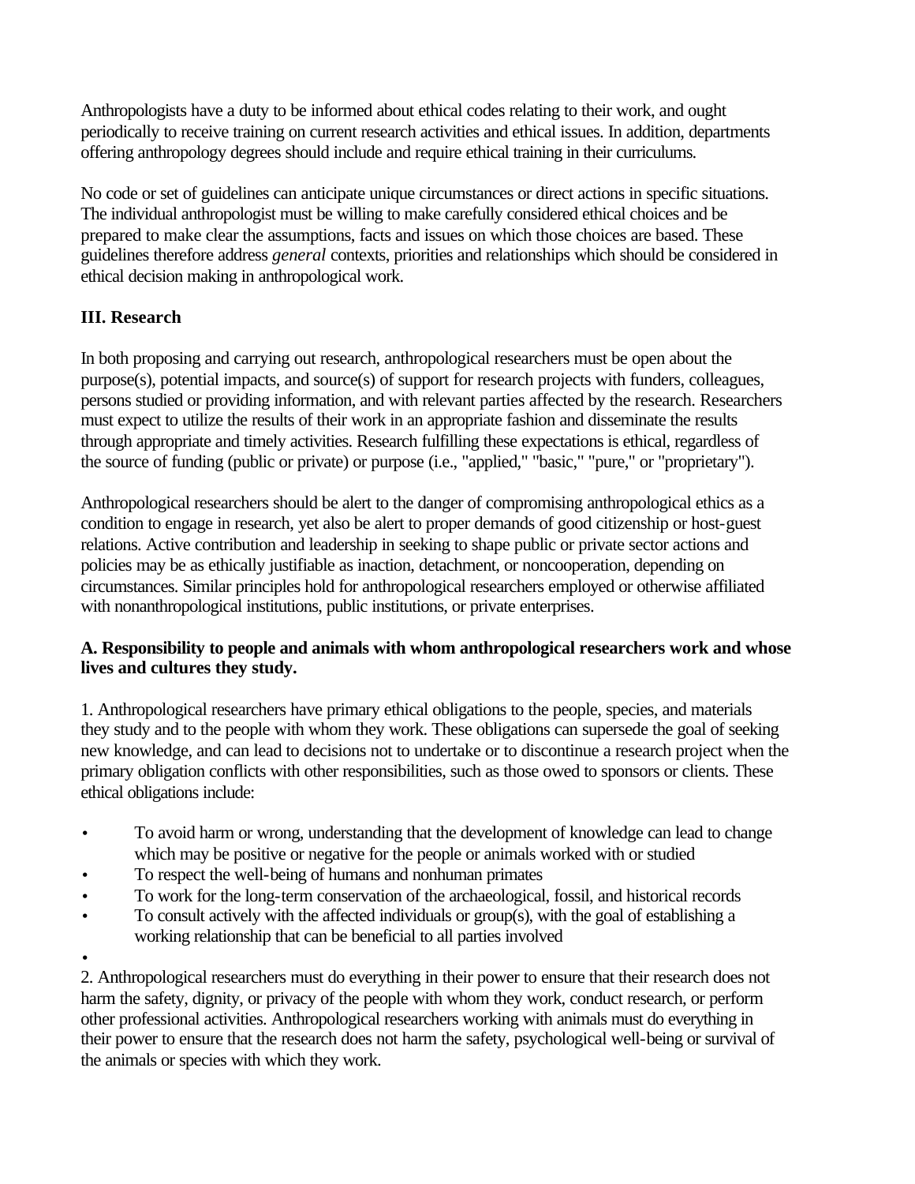Anthropologists have a duty to be informed about ethical codes relating to their work, and ought periodically to receive training on current research activities and ethical issues. In addition, departments offering anthropology degrees should include and require ethical training in their curriculums.

No code or set of guidelines can anticipate unique circumstances or direct actions in specific situations. The individual anthropologist must be willing to make carefully considered ethical choices and be prepared to make clear the assumptions, facts and issues on which those choices are based. These guidelines therefore address *general* contexts, priorities and relationships which should be considered in ethical decision making in anthropological work.

### III. Research

In both proposing and carrying out research, anthropological researchers must be open about the purpose(s), potential impacts, and source(s) of support for research projects with funders, colleagues, persons studied or providing information, and with relevant parties affected by the research. Researchers must expect to utilize the results of their work in an appropriate fashion and disseminate the results through appropriate and timely activities. Research fulfilling these expectations is ethical, regardless of the source of funding (public or private) or purpose (i.e., "applied," "basic," "pure," or "proprietary").

Anthropological researchers should be alert to the danger of compromising anthropological ethics as a condition to engage in research, yet also be alert to proper demands of good citizenship or host-guest relations. Active contribution and leadership in seeking to shape public or private sector actions and policies may be as ethically justifiable as inaction, detachment, or noncooperation, depending on circumstances. Similar principles hold for anthropological researchers employed or otherwise affiliated with nonanthropological institutions, public institutions, or private enterprises.

#### A. Responsibility to people and animals with whom anthropological researchers work and whose lives and cultures they study.

1. Anthropological researchers have primary ethical obligations to the people, species, and materials they study and to the people with whom they work. These obligations can supersede the goal of seeking new knowledge, and can lead to decisions not to undertake or to discontinue a research project when the primary obligation conflicts with other responsibilities, such as those owed to sponsors or clients. These ethical obligations include:

- To avoid harm or wrong, understanding that the development of knowledge can lead to change which may be positive or negative for the people or animals worked with or studied
- To respect the well-being of humans and nonhuman primates
- To work for the long-term conservation of the archaeological, fossil, and historical records
- To consult actively with the affected individuals or group(s), with the goal of establishing a working relationship that can be beneficial to all parties involved

2. Anthropological researchers must do everything in their power to ensure that their research does not harm the safety, dignity, or privacy of the people with whom they work, conduct research, or perform other professional activities. Anthropological researchers working with animals must do everything in their power to ensure that the research does not harm the safety, psychological well-being or survival of the animals or species with which they work.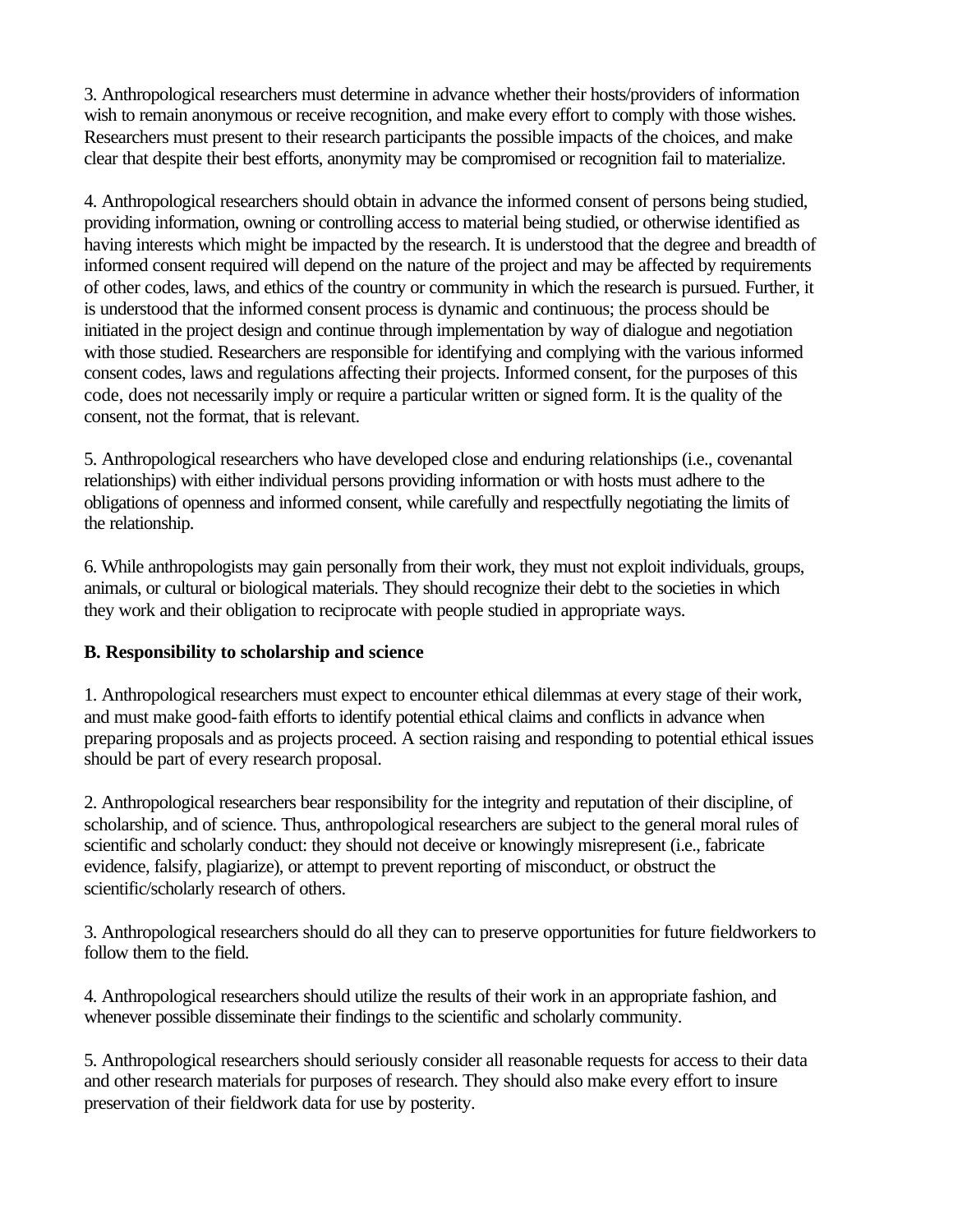3. Anthropological researchers must determine in advance whether their hosts/providers of information wish to remain anonymous or receive recognition, and make every effort to comply with those wishes. Researchers must present to their research participants the possible impacts of the choices, and make clear that despite their best efforts, anonymity may be compromised or recognition fail to materialize.

4. Anthropological researchers should obtain in advance the informed consent of persons being studied, providing information, owning or controlling access to material being studied, or otherwise identified as having interests which might be impacted by the research. It is understood that the degree and breadth of informed consent required will depend on the nature of the project and may be affected by requirements of other codes, laws, and ethics of the country or community in which the research is pursued. Further, it is understood that the informed consent process is dynamic and continuous; the process should be initiated in the project design and continue through implementation by way of dialogue and negotiation with those studied. Researchers are responsible for identifying and complying with the various informed consent codes, laws and regulations affecting their projects. Informed consent, for the purposes of this code, does not necessarily imply or require a particular written or signed form. It is the quality of the consent, not the format, that is relevant.

5. Anthropological researchers who have developed close and enduring relationships (i.e., covenantal relationships) with either individual persons providing information or with hosts must adhere to the obligations of openness and informed consent, while carefully and respectfully negotiating the limits of the relationship.

6. While anthropologists may gain personally from their work, they must not exploit individuals, groups, animals, or cultural or biological materials. They should recognize their debt to the societies in which they work and their obligation to reciprocate with people studied in appropriate ways.

**B. Responsibility to scholarship and science**

1. Anthropological researchers must expect to encounter ethical dilemmas at every stage of their work, and must make good-faith efforts to identify potential ethical claims and conflicts in advance when preparing proposals and as projects proceed. A section raising and responding to potential ethical issues should be part of every research proposal.

2. Anthropological researchers bear responsibility for the integrity and reputation of their discipline, of scholarship, and of science. Thus, anthropological researchers are subject to the general moral rules of scientific and scholarly conduct: they should not deceive or knowingly misrepresent (i.e., fabricate evidence, falsify, plagiarize), or attempt to prevent reporting of misconduct, or obstruct the scientific/scholarly research of others.

3. Anthropological researchers should do all they can to preserve opportunities for future fieldworkers to follow them to the field.

4. Anthropological researchers should utilize the results of their work in an appropriate fashion, and whenever possible disseminate their findings to the scientific and scholarly community.

5. Anthropological researchers should seriously consider all reasonable requests for access to their data and other research materials for purposes of research. They should also make every effort to insure preservation of their fieldwork data for use by posterity.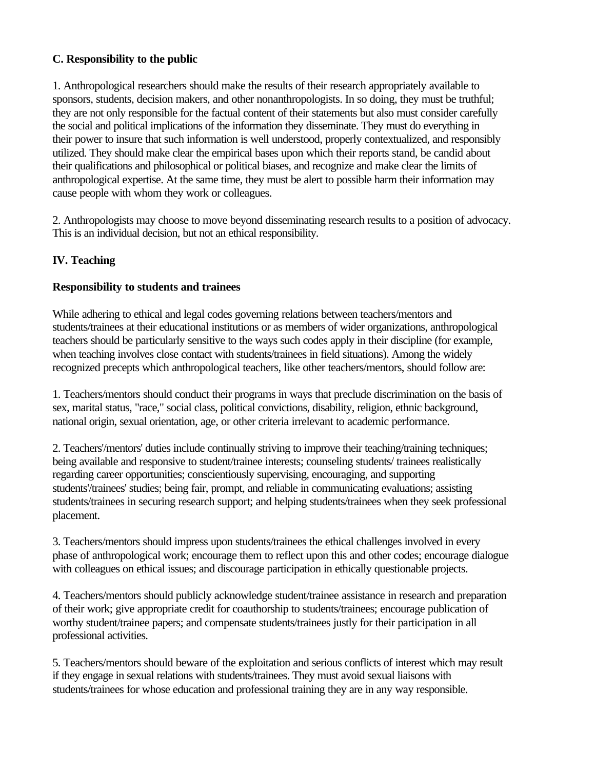**C. Responsibility to the public**

1. Anthropological researchers should make the results of their research appropriately available to sponsors, students, decision makers, and other nonanthropologists. In so doing, they must be truthful; they are not only responsible for the factual content of their statements but also must consider carefully the social and political implications of the information they disseminate. They must do everything in their power to insure that such information is well understood, properly contextualized, and responsibly utilized. They should make clear the empirical bases upon which their reports stand, be candid about their qualifications and philosophical or political biases, and recognize and make clear the limits of anthropological expertise. At the same time, they must be alert to possible harm their information may cause people with whom they work or colleagues.

2. Anthropologists may choose to move beyond disseminating research results to a position of advocacy. This is an individual decision, but not an ethical responsibility.

## IV. Teaching

### Responsibility to students and trainees

While adhering to ethical and legal codes governing relations between teachers/mentors and students/trainees at their educational institutions or as members of wider organizations, anthropological teachers should be particularly sensitive to the ways such codes apply in their discipline (for example, when teaching involves close contact with students/trainees in field situations). Among the widely recognized precepts which anthropological teachers, like other teachers/mentors, should follow are:

1. Teachers/mentors should conduct their programs in ways that preclude discrimination on the basis of sex, marital status, "race," social class, political convictions, disability, religion, ethnic background, national origin, sexual orientation, age, or other criteria irrelevant to academic performance.

2. Teachers'/mentors' duties include continually striving to improve their teaching/training techniques; being available and responsive to student/trainee interests; counseling students/ trainees realistically regarding career opportunities; conscientiously supervising, encouraging, and supporting students'/trainees' studies; being fair, prompt, and reliable in communicating evaluations; assisting students/trainees in securing research support; and helping students/trainees when they seek professional placement.

3. Teachers/mentors should impress upon students/trainees the ethical challenges involved in every phase of anthropological work; encourage them to reflect upon this and other codes; encourage dialogue with colleagues on ethical issues; and discourage participation in ethically questionable projects.

4. Teachers/mentors should publicly acknowledge student/trainee assistance in research and preparation of their work; give appropriate credit for coauthorship to students/trainees; encourage publication of worthy student/trainee papers; and compensate students/trainees justly for their participation in all professional activities.

5. Teachers/mentors should beware of the exploitation and serious conflicts of interest which may result if they engage in sexual relations with students/trainees. They must avoid sexual liaisons with students/trainees for whose education and professional training they are in any way responsible.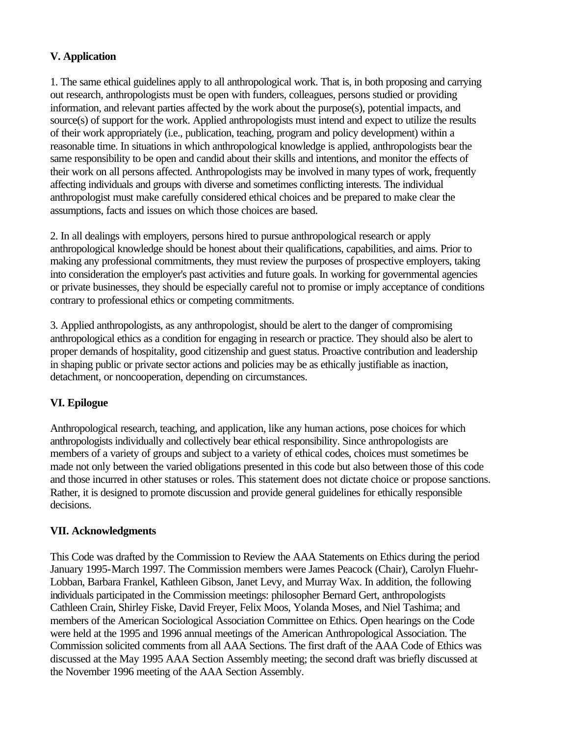### V. Application

1. The same ethical guidelines apply to all anthropological work. That is, in both proposing and carrying out research, anthropologists must be open with funders, colleagues, persons studied or providing information, and relevant parties affected by the work about the purpose(s), potential impacts, and source(s) of support for the work. Applied anthropologists must intend and expect to utilize the results of their work appropriately (i.e., publication, teaching, program and policy development) within a reasonable time. In situations in which anthropological knowledge is applied, anthropologists bear the same responsibility to be open and candid about their skills and intentions, and monitor the effects of their work on all persons affected. Anthropologists may be involved in many types of work, frequently affecting individuals and groups with diverse and sometimes conflicting interests. The individual anthropologist must make carefully considered ethical choices and be prepared to make clear the assumptions, facts and issues on which those choices are based.

2. In all dealings with employers, persons hired to pursue anthropological research or apply anthropological knowledge should be honest about their qualifications, capabilities, and aims. Prior to making any professional commitments, they must review the purposes of prospective employers, taking into consideration the employer's past activities and future goals. In working for governmental agencies or private businesses, they should be especially careful not to promise or imply acceptance of conditions contrary to professional ethics or competing commitments.

3. Applied anthropologists, as any anthropologist, should be alert to the danger of compromising anthropological ethics as a condition for engaging in research or practice. They should also be alert to proper demands of hospitality, good citizenship and guest status. Proactive contribution and leadership in shaping public or private sector actions and policies may be as ethically justifiable as inaction, detachment, or noncooperation, depending on circumstances.

### VI. Epilogue

Anthropological research, teaching, and application, like any human actions, pose choices for which anthropologists individually and collectively bear ethical responsibility. Since anthropologists are members of a variety of groups and subject to a variety of ethical codes, choices must sometimes be made not only between the varied obligations presented in this code but also between those of this code and those incurred in other statuses or roles. This statement does not dictate choice or propose sanctions. Rather, it is designed to promote discussion and provide general guidelines for ethically responsible decisions.

### VII. Acknowledgments

This Code was drafted by the Commission to Review the AAA Statements on Ethics during the period January 1995-March 1997. The Commission members were James Peacock (Chair), Carolyn Fluehr-Lobban, Barbara Frankel, Kathleen Gibson, Janet Levy, and Murray Wax. In addition, the following individuals participated in the Commission meetings: philosopher Bernard Gert, anthropologists Cathleen Crain, Shirley Fiske, David Freyer, Felix Moos, Yolanda Moses, and Niel Tashima; and members of the American Sociological Association Committee on Ethics. Open hearings on the Code were held at the 1995 and 1996 annual meetings of the American Anthropological Association. The Commission solicited comments from all AAA Sections. The first draft of the AAA Code of Ethics was discussed at the May 1995 AAA Section Assembly meeting; the second draft was briefly discussed at the November 1996 meeting of the AAA Section Assembly.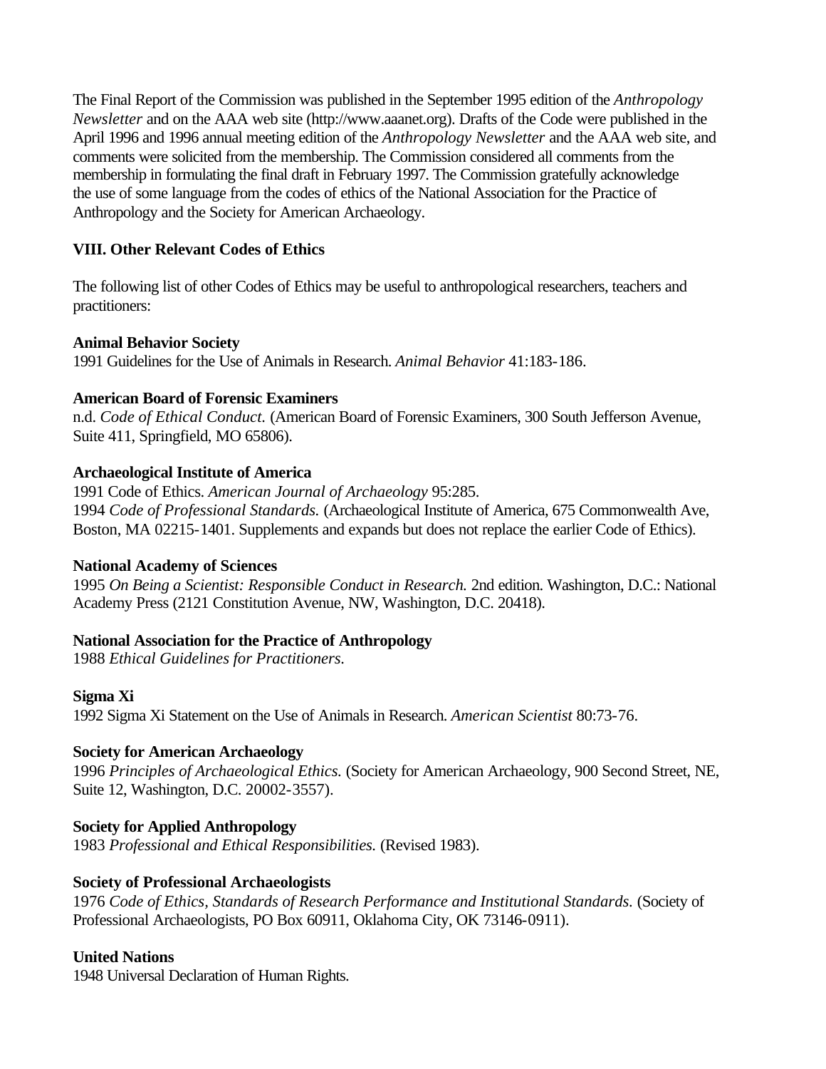The Final Report of the Commission was published in the September 1995 edition of the *Anthropology Newsletter* and on the AAA web site (http://www.aaanet.org). Drafts of the Code were published in the April 1996 and 1996 annual meeting edition of the *Anthropology Newsletter* and the AAA web site, and comments were solicited from the membership. The Commission considered all comments from the membership in formulating the final draft in February 1997. The Commission gratefully acknowledge the use of some language from the codes of ethics of the National Association for the Practice of Anthropology and the Society for American Archaeology.

## VIII. Other Relevant Codes of Ethics

The following list of other Codes of Ethics may be useful to anthropological researchers, teachers and practitioners:

**Animal Behavior Society**
1991 Guidelines for the Use of Animals in Research. *Animal Behavior* 41:183-186.

**American Board of Forensic Examiners**
n.d. *Code of Ethical Conduct.* (American Board of Forensic Examiners, 300 South Jefferson Avenue, Suite 411, Springfield, MO 65806).

**Archaeological Institute of America**
1991 Code of Ethics. *American Journal of Archaeology* 95:285.
1994 *Code of Professional Standards.* (Archaeological Institute of America, 675 Commonwealth Ave, Boston, MA 02215-1401. Supplements and expands but does not replace the earlier Code of Ethics).

**National Academy of Sciences**
1995 *On Being a Scientist: Responsible Conduct in Research.* 2nd edition. Washington, D.C.: National Academy Press (2121 Constitution Avenue, NW, Washington, D.C. 20418).

**National Association for the Practice of Anthropology**
1988 *Ethical Guidelines for Practitioners.*

**Sigma Xi**
1992 Sigma Xi Statement on the Use of Animals in Research. *American Scientist* 80:73-76.

**Society for American Archaeology**
1996 *Principles of Archaeological Ethics.* (Society for American Archaeology, 900 Second Street, NE, Suite 12, Washington, D.C. 20002-3557).

**Society for Applied Anthropology**
1983 *Professional and Ethical Responsibilities.* (Revised 1983).

**Society of Professional Archaeologists**
1976 *Code of Ethics, Standards of Research Performance and Institutional Standards.* (Society of Professional Archaeologists, PO Box 60911, Oklahoma City, OK 73146-0911).

**United Nations**
1948 Universal Declaration of Human Rights.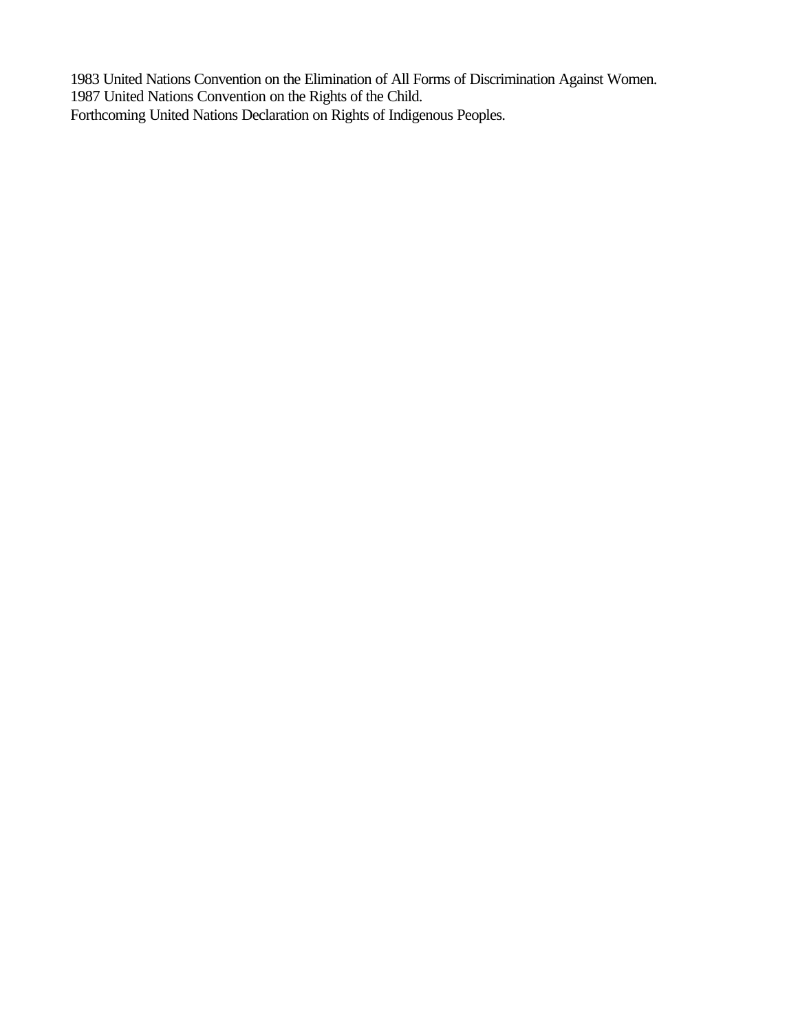1983 United Nations Convention on the Elimination of All Forms of Discrimination Against Women.
1987 United Nations Convention on the Rights of the Child.
Forthcoming United Nations Declaration on Rights of Indigenous Peoples.